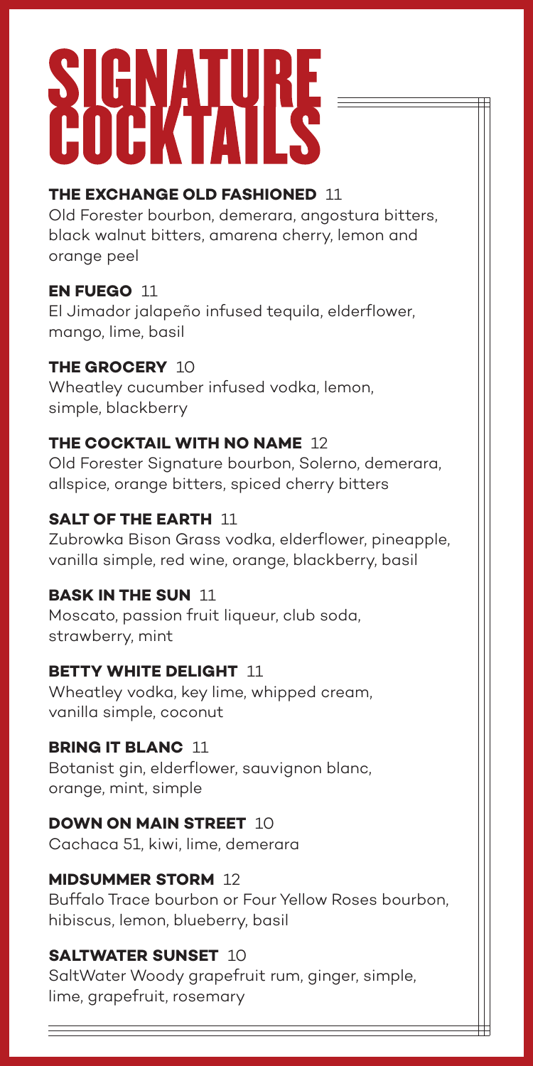# SIGNATURE COCKTAILS

**THE EXCHANGE OLD FASHIONED** 11
Old Forester bourbon, demerara, angostura bitters, black walnut bitters, amarena cherry, lemon and orange peel

**EN FUEGO** 11
El Jimador jalapeño infused tequila, elderflower, mango, lime, basil

**THE GROCERY** 10
Wheatley cucumber infused vodka, lemon, simple, blackberry

**THE COCKTAIL WITH NO NAME** 12
Old Forester Signature bourbon, Solerno, demerara, allspice, orange bitters, spiced cherry bitters

**SALT OF THE EARTH** 11
Zubrowka Bison Grass vodka, elderflower, pineapple, vanilla simple, red wine, orange, blackberry, basil

**BASK IN THE SUN** 11
Moscato, passion fruit liqueur, club soda, strawberry, mint

**BETTY WHITE DELIGHT** 11
Wheatley vodka, key lime, whipped cream, vanilla simple, coconut

**BRING IT BLANC** 11
Botanist gin, elderflower, sauvignon blanc, orange, mint, simple

**DOWN ON MAIN STREET** 10
Cachaca 51, kiwi, lime, demerara

**MIDSUMMER STORM** 12
Buffalo Trace bourbon or Four Yellow Roses bourbon, hibiscus, lemon, blueberry, basil

**SALTWATER SUNSET** 10
SaltWater Woody grapefruit rum, ginger, simple, lime, grapefruit, rosemary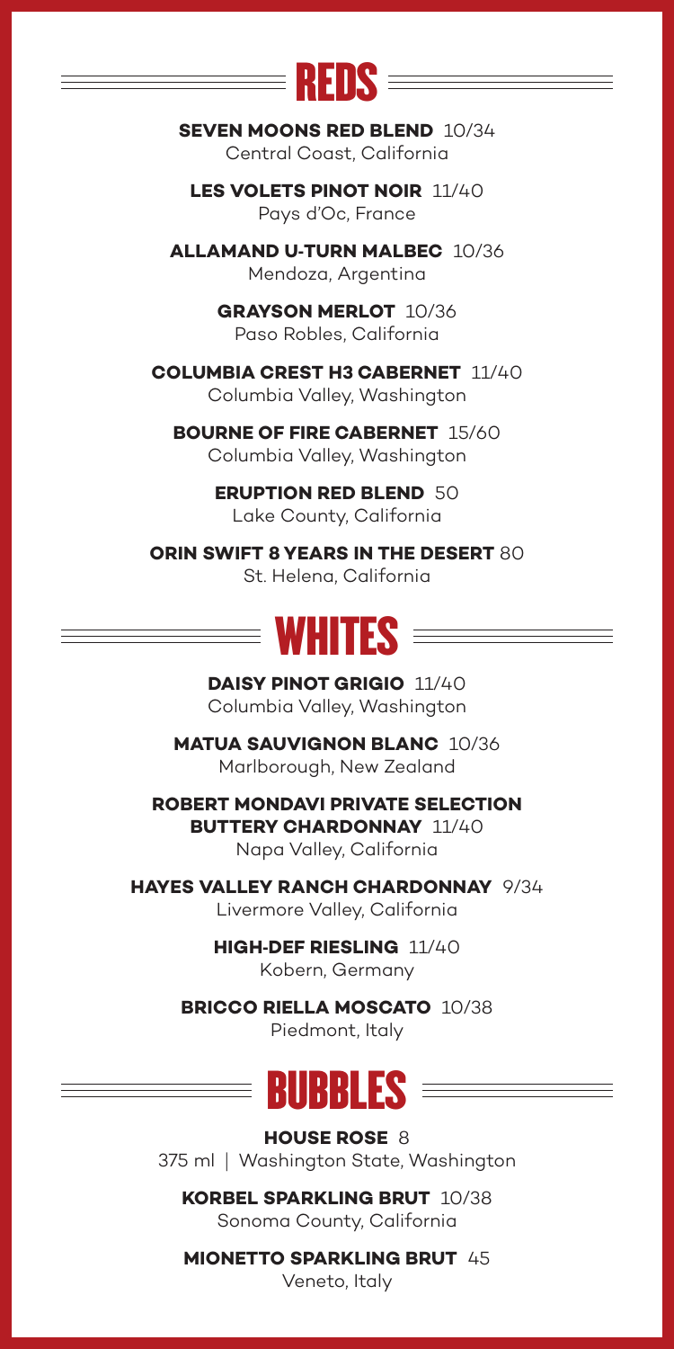# REDS

**SEVEN MOONS RED BLEND** 10/34
Central Coast, California

**LES VOLETS PINOT NOIR** 11/40
Pays d'Oc, France

**ALLAMAND U-TURN MALBEC** 10/36
Mendoza, Argentina

**GRAYSON MERLOT** 10/36
Paso Robles, California

**COLUMBIA CREST H3 CABERNET** 11/40
Columbia Valley, Washington

**BOURNE OF FIRE CABERNET** 15/60
Columbia Valley, Washington

**ERUPTION RED BLEND** 50
Lake County, California

**ORIN SWIFT 8 YEARS IN THE DESERT** 80
St. Helena, California

# WHITES

**DAISY PINOT GRIGIO** 11/40
Columbia Valley, Washington

**MATUA SAUVIGNON BLANC** 10/36
Marlborough, New Zealand

**ROBERT MONDAVI PRIVATE SELECTION BUTTERY CHARDONNAY** 11/40
Napa Valley, California

**HAYES VALLEY RANCH CHARDONNAY** 9/34
Livermore Valley, California

**HIGH-DEF RIESLING** 11/40
Kobern, Germany

**BRICCO RIELLA MOSCATO** 10/38
Piedmont, Italy

# BUBBLES

**HOUSE ROSE** 8
375 ml | Washington State, Washington

**KORBEL SPARKLING BRUT** 10/38
Sonoma County, California

**MIONETTO SPARKLING BRUT** 45
Veneto, Italy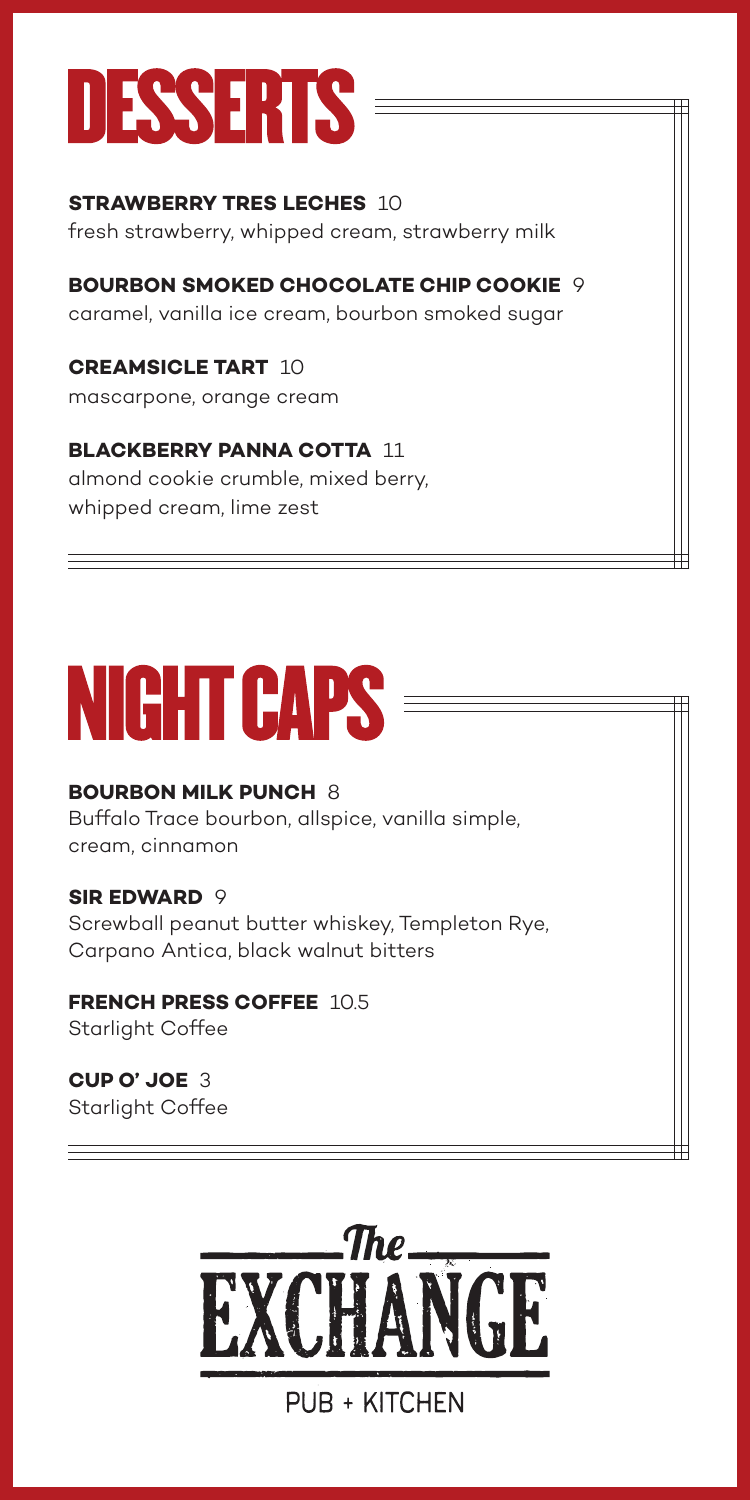# DESSERTS

**STRAWBERRY TRES LECHES** 10
fresh strawberry, whipped cream, strawberry milk

**BOURBON SMOKED CHOCOLATE CHIP COOKIE** 9
caramel, vanilla ice cream, bourbon smoked sugar

**CREAMSICLE TART** 10
mascarpone, orange cream

**BLACKBERRY PANNA COTTA** 11
almond cookie crumble, mixed berry, whipped cream, lime zest

# NIGHT CAPS

**BOURBON MILK PUNCH** 8
Buffalo Trace bourbon, allspice, vanilla simple, cream, cinnamon

**SIR EDWARD** 9
Screwball peanut butter whiskey, Templeton Rye, Carpano Antica, black walnut bitters

**FRENCH PRESS COFFEE** 10.5
Starlight Coffee

**CUP O' JOE** 3
Starlight Coffee

The EXCHANGE

PUB + KITCHEN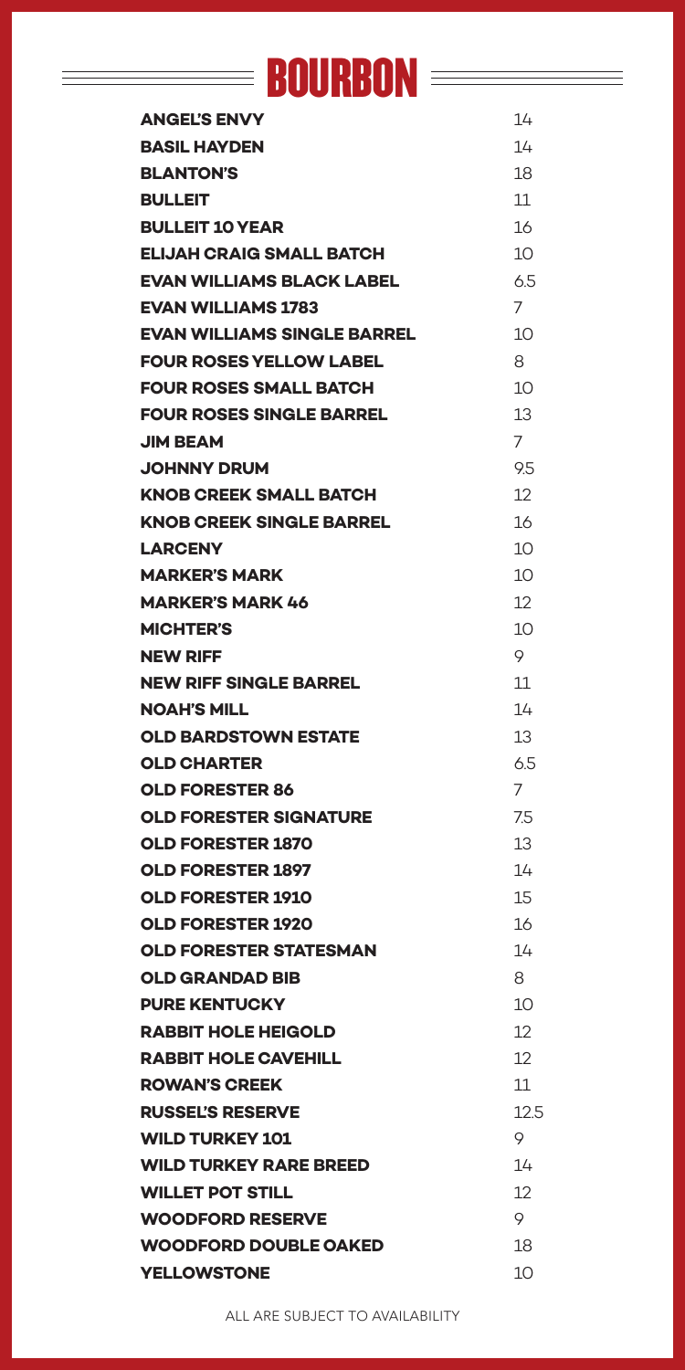# BOURBON

| | |
|---|---|
| **ANGEL'S ENVY** | 14 |
| **BASIL HAYDEN** | 14 |
| **BLANTON'S** | 18 |
| **BULLEIT** | 11 |
| **BULLEIT 10 YEAR** | 16 |
| **ELIJAH CRAIG SMALL BATCH** | 10 |
| **EVAN WILLIAMS BLACK LABEL** | 6.5 |
| **EVAN WILLIAMS 1783** | 7 |
| **EVAN WILLIAMS SINGLE BARREL** | 10 |
| **FOUR ROSES YELLOW LABEL** | 8 |
| **FOUR ROSES SMALL BATCH** | 10 |
| **FOUR ROSES SINGLE BARREL** | 13 |
| **JIM BEAM** | 7 |
| **JOHNNY DRUM** | 9.5 |
| **KNOB CREEK SMALL BATCH** | 12 |
| **KNOB CREEK SINGLE BARREL** | 16 |
| **LARCENY** | 10 |
| **MARKER'S MARK** | 10 |
| **MARKER'S MARK 46** | 12 |
| **MICHTER'S** | 10 |
| **NEW RIFF** | 9 |
| **NEW RIFF SINGLE BARREL** | 11 |
| **NOAH'S MILL** | 14 |
| **OLD BARDSTOWN ESTATE** | 13 |
| **OLD CHARTER** | 6.5 |
| **OLD FORESTER 86** | 7 |
| **OLD FORESTER SIGNATURE** | 7.5 |
| **OLD FORESTER 1870** | 13 |
| **OLD FORESTER 1897** | 14 |
| **OLD FORESTER 1910** | 15 |
| **OLD FORESTER 1920** | 16 |
| **OLD FORESTER STATESMAN** | 14 |
| **OLD GRANDAD BIB** | 8 |
| **PURE KENTUCKY** | 10 |
| **RABBIT HOLE HEIGOLD** | 12 |
| **RABBIT HOLE CAVEHILL** | 12 |
| **ROWAN'S CREEK** | 11 |
| **RUSSEL'S RESERVE** | 12.5 |
| **WILD TURKEY 101** | 9 |
| **WILD TURKEY RARE BREED** | 14 |
| **WILLET POT STILL** | 12 |
| **WOODFORD RESERVE** | 9 |
| **WOODFORD DOUBLE OAKED** | 18 |
| **YELLOWSTONE** | 10 |

ALL ARE SUBJECT TO AVAILABILITY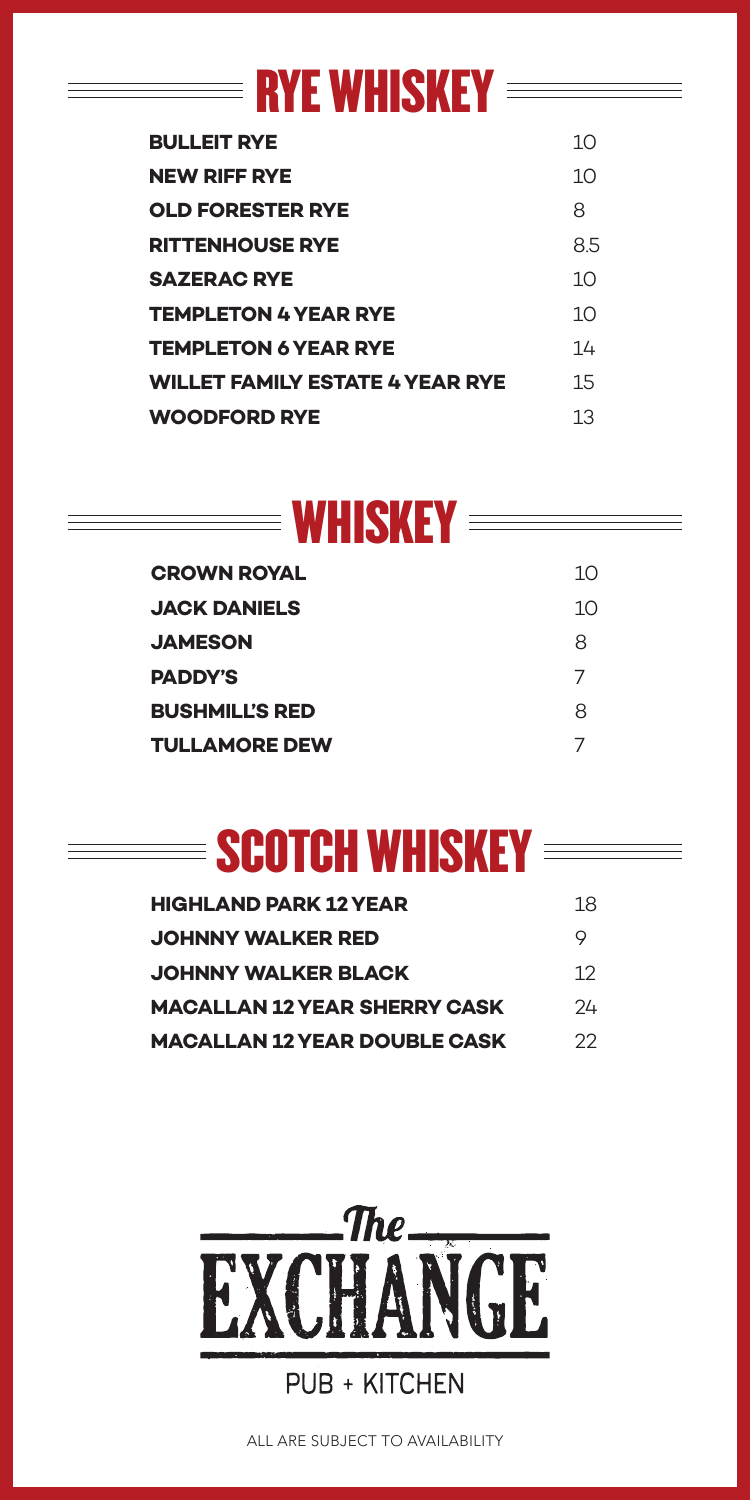# RYE WHISKEY

| | |
|---|---|
| **BULLEIT RYE** | 10 |
| **NEW RIFF RYE** | 10 |
| **OLD FORESTER RYE** | 8 |
| **RITTENHOUSE RYE** | 8.5 |
| **SAZERAC RYE** | 10 |
| **TEMPLETON 4 YEAR RYE** | 10 |
| **TEMPLETON 6 YEAR RYE** | 14 |
| **WILLET FAMILY ESTATE 4 YEAR RYE** | 15 |
| **WOODFORD RYE** | 13 |

# WHISKEY

| | |
|---|---|
| **CROWN ROYAL** | 10 |
| **JACK DANIELS** | 10 |
| **JAMESON** | 8 |
| **PADDY'S** | 7 |
| **BUSHMILL'S RED** | 8 |
| **TULLAMORE DEW** | 7 |

# SCOTCH WHISKEY

| | |
|---|---|
| **HIGHLAND PARK 12 YEAR** | 18 |
| **JOHNNY WALKER RED** | 9 |
| **JOHNNY WALKER BLACK** | 12 |
| **MACALLAN 12 YEAR SHERRY CASK** | 24 |
| **MACALLAN 12 YEAR DOUBLE CASK** | 22 |

The EXCHANGE

PUB + KITCHEN

ALL ARE SUBJECT TO AVAILABILITY